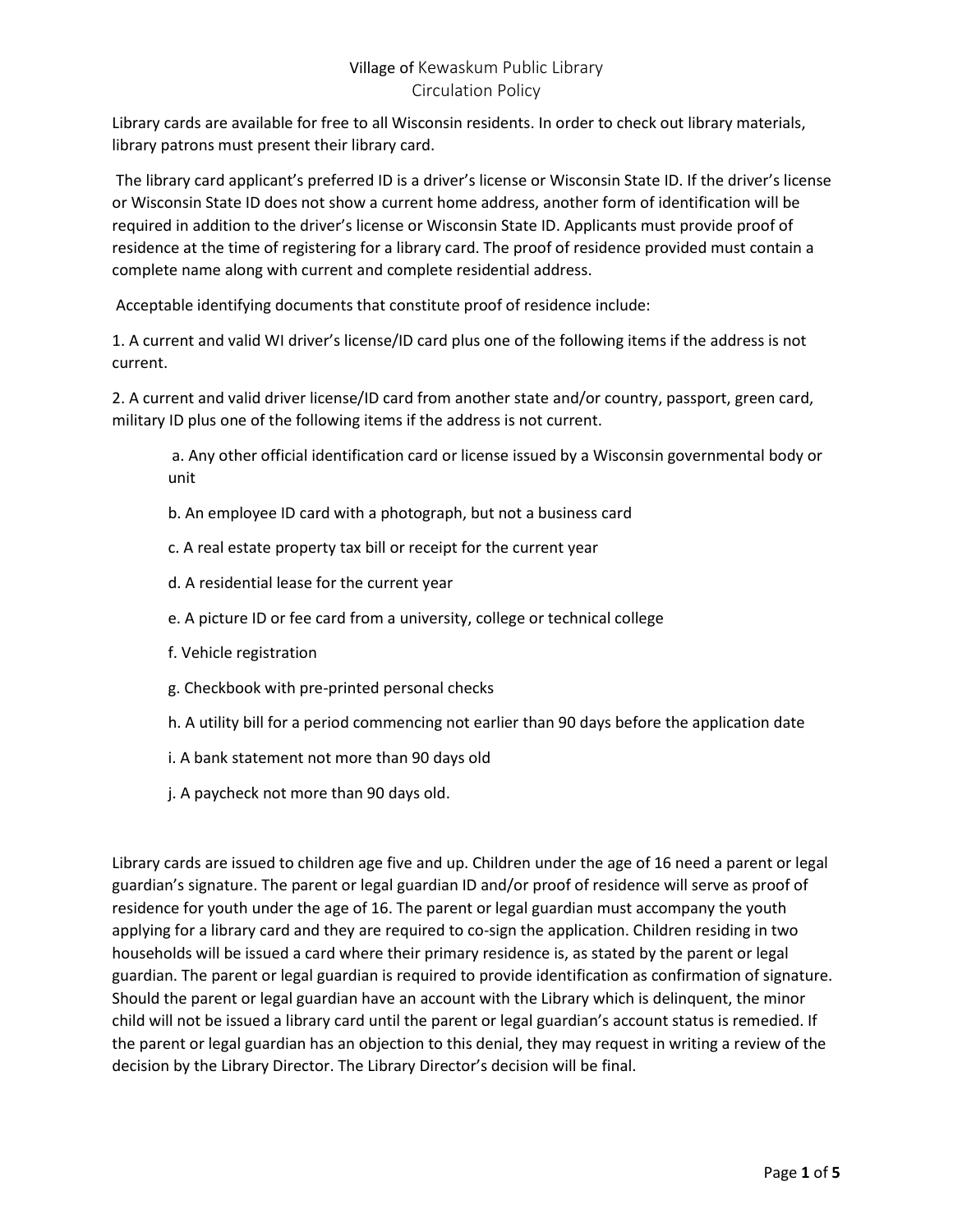# Village of Kewaskum Public Library
## Circulation Policy

Library cards are available for free to all Wisconsin residents. In order to check out library materials, library patrons must present their library card.

The library card applicant's preferred ID is a driver's license or Wisconsin State ID. If the driver's license or Wisconsin State ID does not show a current home address, another form of identification will be required in addition to the driver's license or Wisconsin State ID. Applicants must provide proof of residence at the time of registering for a library card. The proof of residence provided must contain a complete name along with current and complete residential address.

Acceptable identifying documents that constitute proof of residence include:

1. A current and valid WI driver's license/ID card plus one of the following items if the address is not current.

2. A current and valid driver license/ID card from another state and/or country, passport, green card, military ID plus one of the following items if the address is not current.

   a. Any other official identification card or license issued by a Wisconsin governmental body or unit

   b. An employee ID card with a photograph, but not a business card

   c. A real estate property tax bill or receipt for the current year

   d. A residential lease for the current year

   e. A picture ID or fee card from a university, college or technical college

   f. Vehicle registration

   g. Checkbook with pre-printed personal checks

   h. A utility bill for a period commencing not earlier than 90 days before the application date

   i. A bank statement not more than 90 days old

   j. A paycheck not more than 90 days old.

Library cards are issued to children age five and up. Children under the age of 16 need a parent or legal guardian's signature. The parent or legal guardian ID and/or proof of residence will serve as proof of residence for youth under the age of 16. The parent or legal guardian must accompany the youth applying for a library card and they are required to co-sign the application. Children residing in two households will be issued a card where their primary residence is, as stated by the parent or legal guardian. The parent or legal guardian is required to provide identification as confirmation of signature. Should the parent or legal guardian have an account with the Library which is delinquent, the minor child will not be issued a library card until the parent or legal guardian's account status is remedied. If the parent or legal guardian has an objection to this denial, they may request in writing a review of the decision by the Library Director. The Library Director's decision will be final.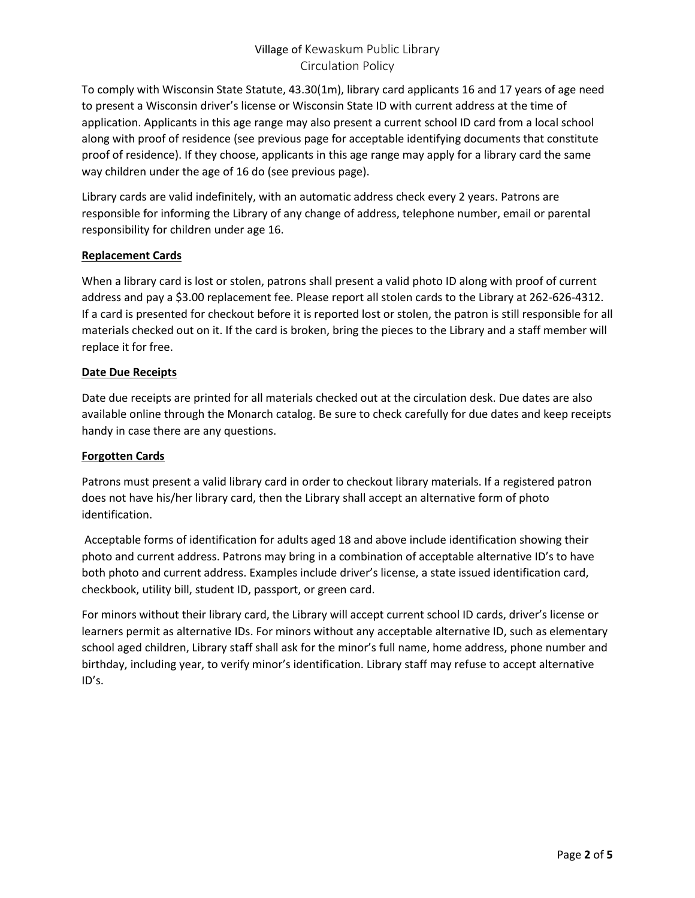To comply with Wisconsin State Statute, 43.30(1m), library card applicants 16 and 17 years of age need to present a Wisconsin driver's license or Wisconsin State ID with current address at the time of application. Applicants in this age range may also present a current school ID card from a local school along with proof of residence (see previous page for acceptable identifying documents that constitute proof of residence). If they choose, applicants in this age range may apply for a library card the same way children under the age of 16 do (see previous page).

Library cards are valid indefinitely, with an automatic address check every 2 years. Patrons are responsible for informing the Library of any change of address, telephone number, email or parental responsibility for children under age 16.

## Replacement Cards

When a library card is lost or stolen, patrons shall present a valid photo ID along with proof of current address and pay a $3.00 replacement fee. Please report all stolen cards to the Library at 262-626-4312. If a card is presented for checkout before it is reported lost or stolen, the patron is still responsible for all materials checked out on it. If the card is broken, bring the pieces to the Library and a staff member will replace it for free.

## Date Due Receipts

Date due receipts are printed for all materials checked out at the circulation desk. Due dates are also available online through the Monarch catalog. Be sure to check carefully for due dates and keep receipts handy in case there are any questions.

## Forgotten Cards

Patrons must present a valid library card in order to checkout library materials. If a registered patron does not have his/her library card, then the Library shall accept an alternative form of photo identification.

Acceptable forms of identification for adults aged 18 and above include identification showing their photo and current address. Patrons may bring in a combination of acceptable alternative ID's to have both photo and current address. Examples include driver's license, a state issued identification card, checkbook, utility bill, student ID, passport, or green card.

For minors without their library card, the Library will accept current school ID cards, driver's license or learners permit as alternative IDs. For minors without any acceptable alternative ID, such as elementary school aged children, Library staff shall ask for the minor's full name, home address, phone number and birthday, including year, to verify minor's identification. Library staff may refuse to accept alternative ID's.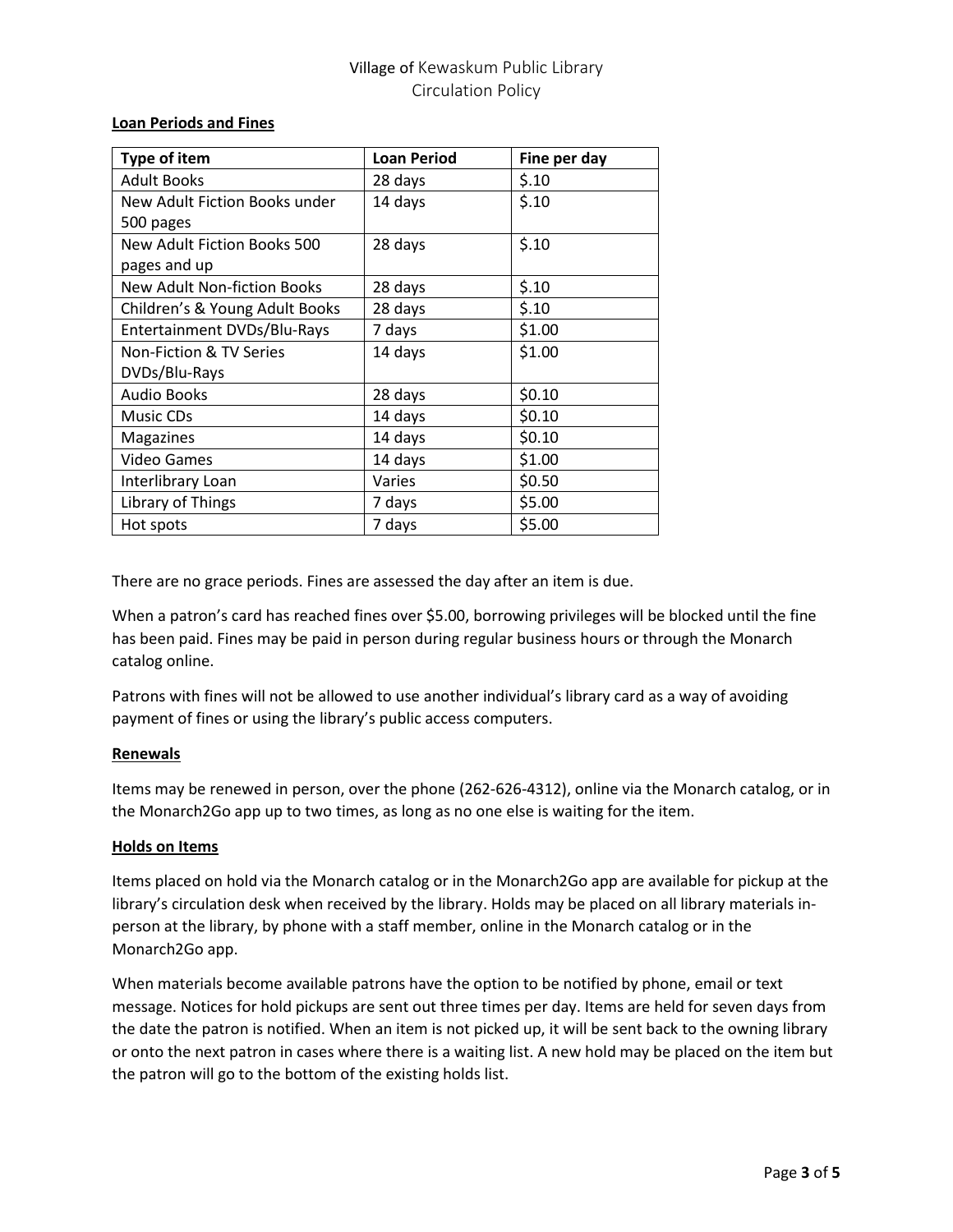Village of Kewaskum Public Library
Circulation Policy

**Loan Periods and Fines**

| Type of item | Loan Period | Fine per day |
|---|---|---|
| Adult Books | 28 days | $.10 |
| New Adult Fiction Books under 500 pages | 14 days | $.10 |
| New Adult Fiction Books 500 pages and up | 28 days | $.10 |
| New Adult Non-fiction Books | 28 days | $.10 |
| Children's & Young Adult Books | 28 days | $.10 |
| Entertainment DVDs/Blu-Rays | 7 days | $1.00 |
| Non-Fiction & TV Series DVDs/Blu-Rays | 14 days | $1.00 |
| Audio Books | 28 days | $0.10 |
| Music CDs | 14 days | $0.10 |
| Magazines | 14 days | $0.10 |
| Video Games | 14 days | $1.00 |
| Interlibrary Loan | Varies | $0.50 |
| Library of Things | 7 days | $5.00 |
| Hot spots | 7 days | $5.00 |

There are no grace periods. Fines are assessed the day after an item is due.

When a patron's card has reached fines over $5.00, borrowing privileges will be blocked until the fine has been paid. Fines may be paid in person during regular business hours or through the Monarch catalog online.

Patrons with fines will not be allowed to use another individual's library card as a way of avoiding payment of fines or using the library's public access computers.

**Renewals**

Items may be renewed in person, over the phone (262-626-4312), online via the Monarch catalog, or in the Monarch2Go app up to two times, as long as no one else is waiting for the item.

**Holds on Items**

Items placed on hold via the Monarch catalog or in the Monarch2Go app are available for pickup at the library's circulation desk when received by the library. Holds may be placed on all library materials in-person at the library, by phone with a staff member, online in the Monarch catalog or in the Monarch2Go app.

When materials become available patrons have the option to be notified by phone, email or text message. Notices for hold pickups are sent out three times per day. Items are held for seven days from the date the patron is notified. When an item is not picked up, it will be sent back to the owning library or onto the next patron in cases where there is a waiting list. A new hold may be placed on the item but the patron will go to the bottom of the existing holds list.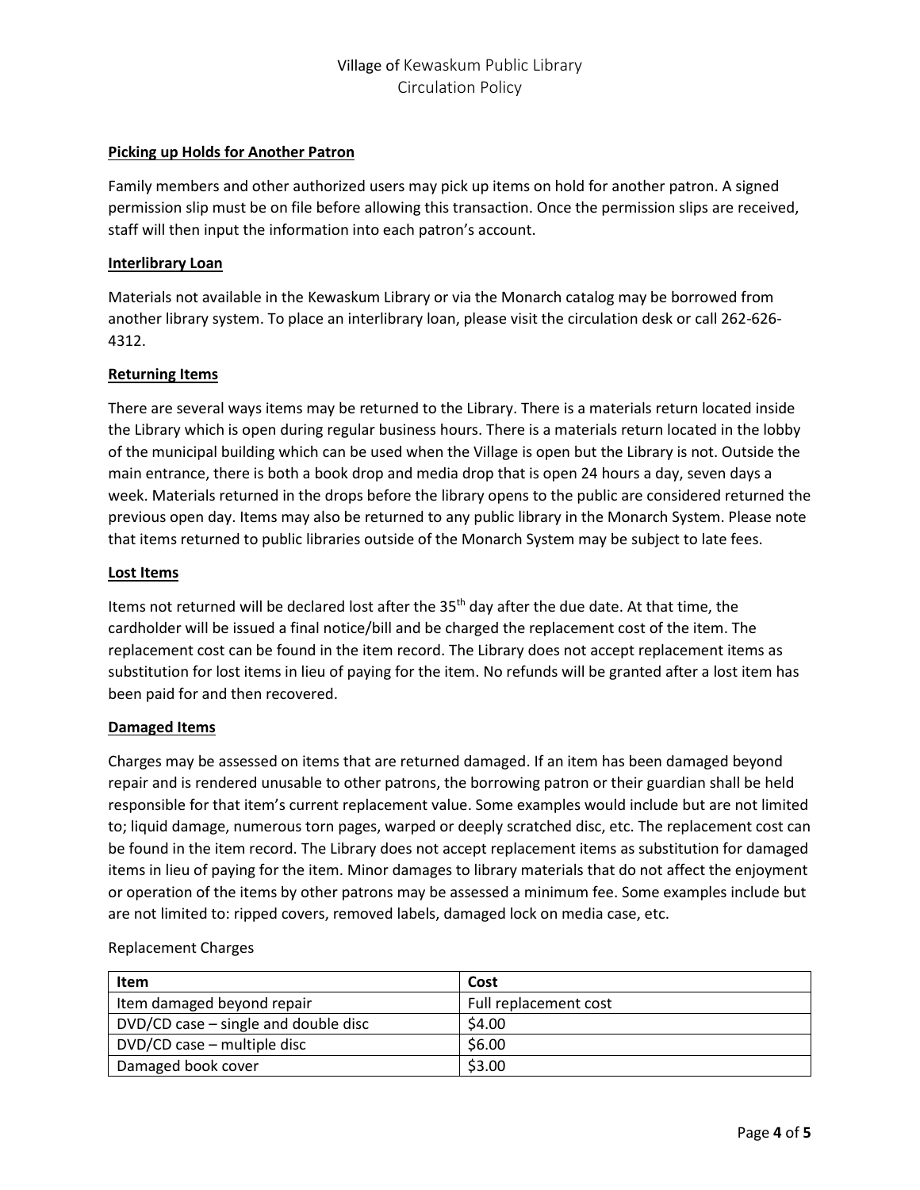### Picking up Holds for Another Patron

Family members and other authorized users may pick up items on hold for another patron. A signed permission slip must be on file before allowing this transaction. Once the permission slips are received, staff will then input the information into each patron's account.

### Interlibrary Loan

Materials not available in the Kewaskum Library or via the Monarch catalog may be borrowed from another library system. To place an interlibrary loan, please visit the circulation desk or call 262-626-4312.

### Returning Items

There are several ways items may be returned to the Library. There is a materials return located inside the Library which is open during regular business hours. There is a materials return located in the lobby of the municipal building which can be used when the Village is open but the Library is not. Outside the main entrance, there is both a book drop and media drop that is open 24 hours a day, seven days a week. Materials returned in the drops before the library opens to the public are considered returned the previous open day. Items may also be returned to any public library in the Monarch System. Please note that items returned to public libraries outside of the Monarch System may be subject to late fees.

### Lost Items

Items not returned will be declared lost after the 35th day after the due date. At that time, the cardholder will be issued a final notice/bill and be charged the replacement cost of the item. The replacement cost can be found in the item record. The Library does not accept replacement items as substitution for lost items in lieu of paying for the item. No refunds will be granted after a lost item has been paid for and then recovered.

### Damaged Items

Charges may be assessed on items that are returned damaged. If an item has been damaged beyond repair and is rendered unusable to other patrons, the borrowing patron or their guardian shall be held responsible for that item's current replacement value. Some examples would include but are not limited to; liquid damage, numerous torn pages, warped or deeply scratched disc, etc. The replacement cost can be found in the item record. The Library does not accept replacement items as substitution for damaged items in lieu of paying for the item. Minor damages to library materials that do not affect the enjoyment or operation of the items by other patrons may be assessed a minimum fee. Some examples include but are not limited to: ripped covers, removed labels, damaged lock on media case, etc.

Replacement Charges

| Item | Cost |
|---|---|
| Item damaged beyond repair | Full replacement cost |
| DVD/CD case – single and double disc | $4.00 |
| DVD/CD case – multiple disc | $6.00 |
| Damaged book cover | $3.00 |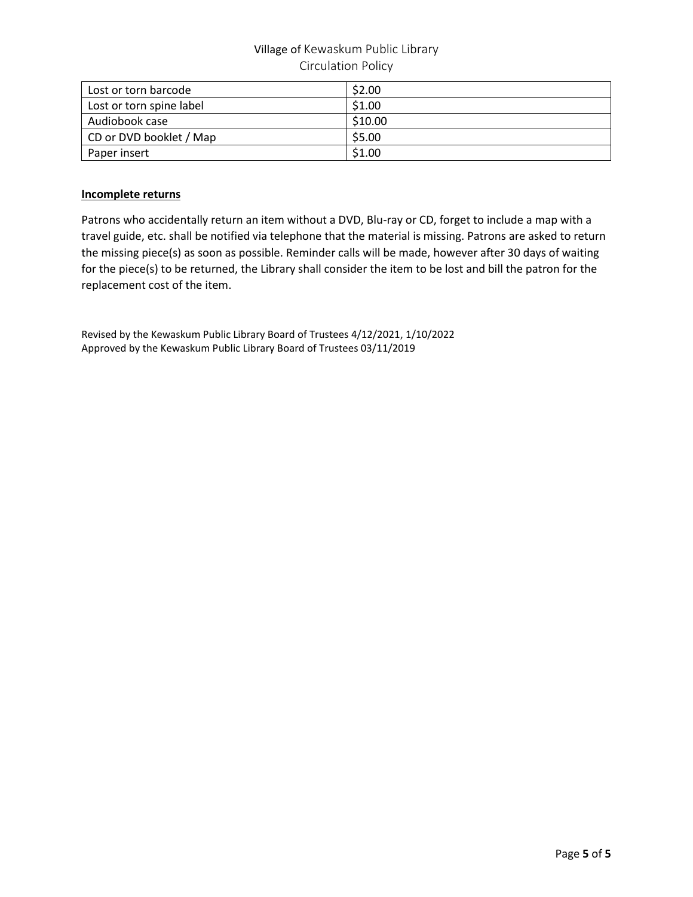| | |
|---|---|
| Lost or torn barcode | $2.00 |
| Lost or torn spine label | $1.00 |
| Audiobook case | $10.00 |
| CD or DVD booklet / Map | $5.00 |
| Paper insert | $1.00 |

**Incomplete returns**

Patrons who accidentally return an item without a DVD, Blu-ray or CD, forget to include a map with a travel guide, etc. shall be notified via telephone that the material is missing. Patrons are asked to return the missing piece(s) as soon as possible. Reminder calls will be made, however after 30 days of waiting for the piece(s) to be returned, the Library shall consider the item to be lost and bill the patron for the replacement cost of the item.

Revised by the Kewaskum Public Library Board of Trustees 4/12/2021, 1/10/2022
Approved by the Kewaskum Public Library Board of Trustees 03/11/2019